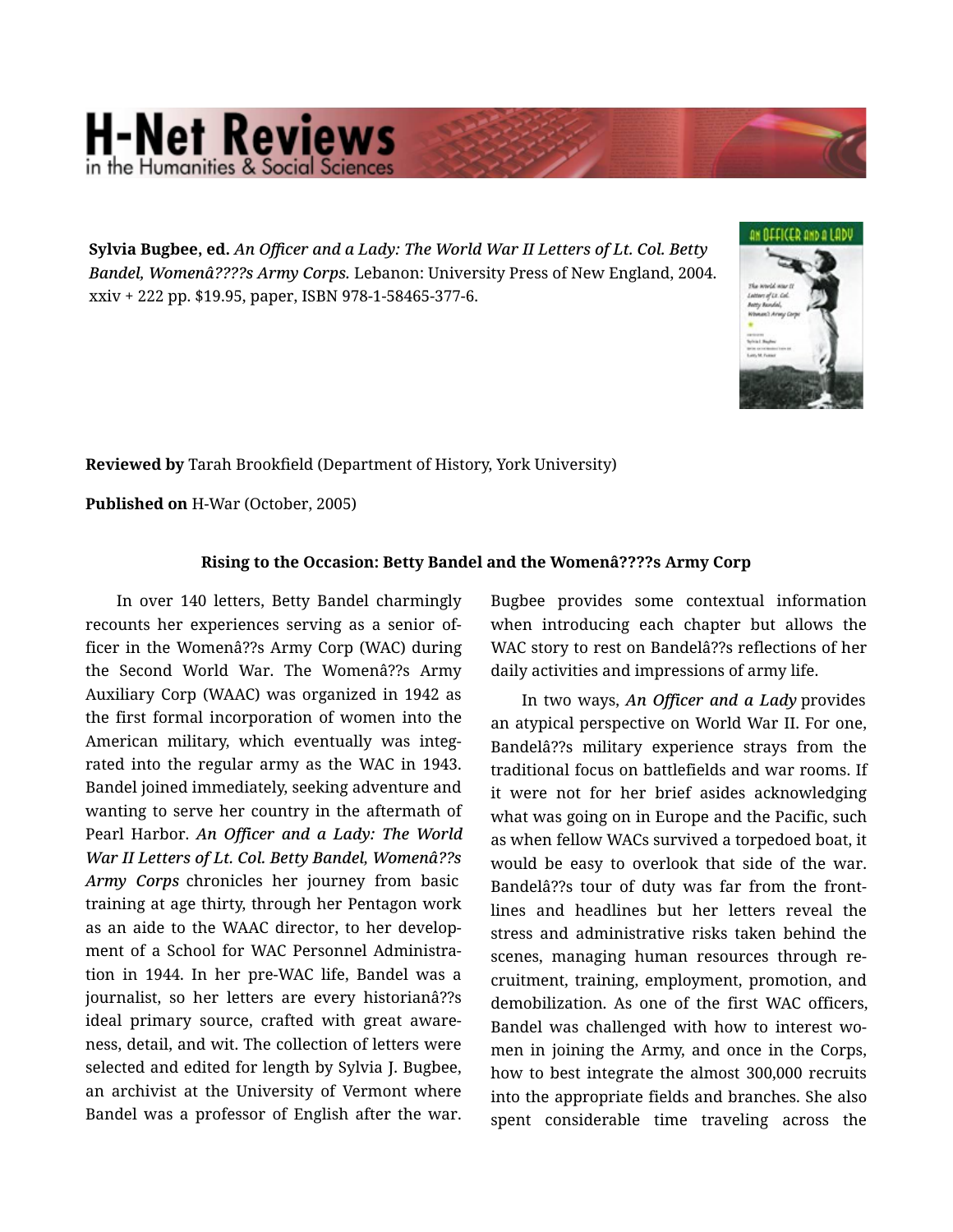**Sylvia Bugbee, ed.** *An Officer and a Lady: The World War II Letters of Lt. Col. Betty Bandel, Womenâ????s Army Corps.* Lebanon: University Press of New England, 2004. xxiv + 222 pp. $19.95, paper, ISBN 978-1-58465-377-6.

**Reviewed by** Tarah Brookfield (Department of History, York University)

**Published on** H-War (October, 2005)

### Rising to the Occasion: Betty Bandel and the Womenâ????s Army Corp

In over 140 letters, Betty Bandel charmingly recounts her experiences serving as a senior officer in the Womenâ??s Army Corp (WAC) during the Second World War. The Womenâ??s Army Auxiliary Corp (WAAC) was organized in 1942 as the first formal incorporation of women into the American military, which eventually was integrated into the regular army as the WAC in 1943. Bandel joined immediately, seeking adventure and wanting to serve her country in the aftermath of Pearl Harbor. ***An Officer and a Lady: The World War II Letters of Lt. Col. Betty Bandel, Womenâ??s Army Corps*** chronicles her journey from basic training at age thirty, through her Pentagon work as an aide to the WAAC director, to her development of a School for WAC Personnel Administration in 1944. In her pre-WAC life, Bandel was a journalist, so her letters are every historianâ??s ideal primary source, crafted with great awareness, detail, and wit. The collection of letters were selected and edited for length by Sylvia J. Bugbee, an archivist at the University of Vermont where Bandel was a professor of English after the war. Bugbee provides some contextual information when introducing each chapter but allows the WAC story to rest on Bandelâ??s reflections of her daily activities and impressions of army life.

In two ways, *An Officer and a Lady* provides an atypical perspective on World War II. For one, Bandelâ??s military experience strays from the traditional focus on battlefields and war rooms. If it were not for her brief asides acknowledging what was going on in Europe and the Pacific, such as when fellow WACs survived a torpedoed boat, it would be easy to overlook that side of the war. Bandelâ??s tour of duty was far from the frontlines and headlines but her letters reveal the stress and administrative risks taken behind the scenes, managing human resources through recruitment, training, employment, promotion, and demobilization. As one of the first WAC officers, Bandel was challenged with how to interest women in joining the Army, and once in the Corps, how to best integrate the almost 300,000 recruits into the appropriate fields and branches. She also spent considerable time traveling across the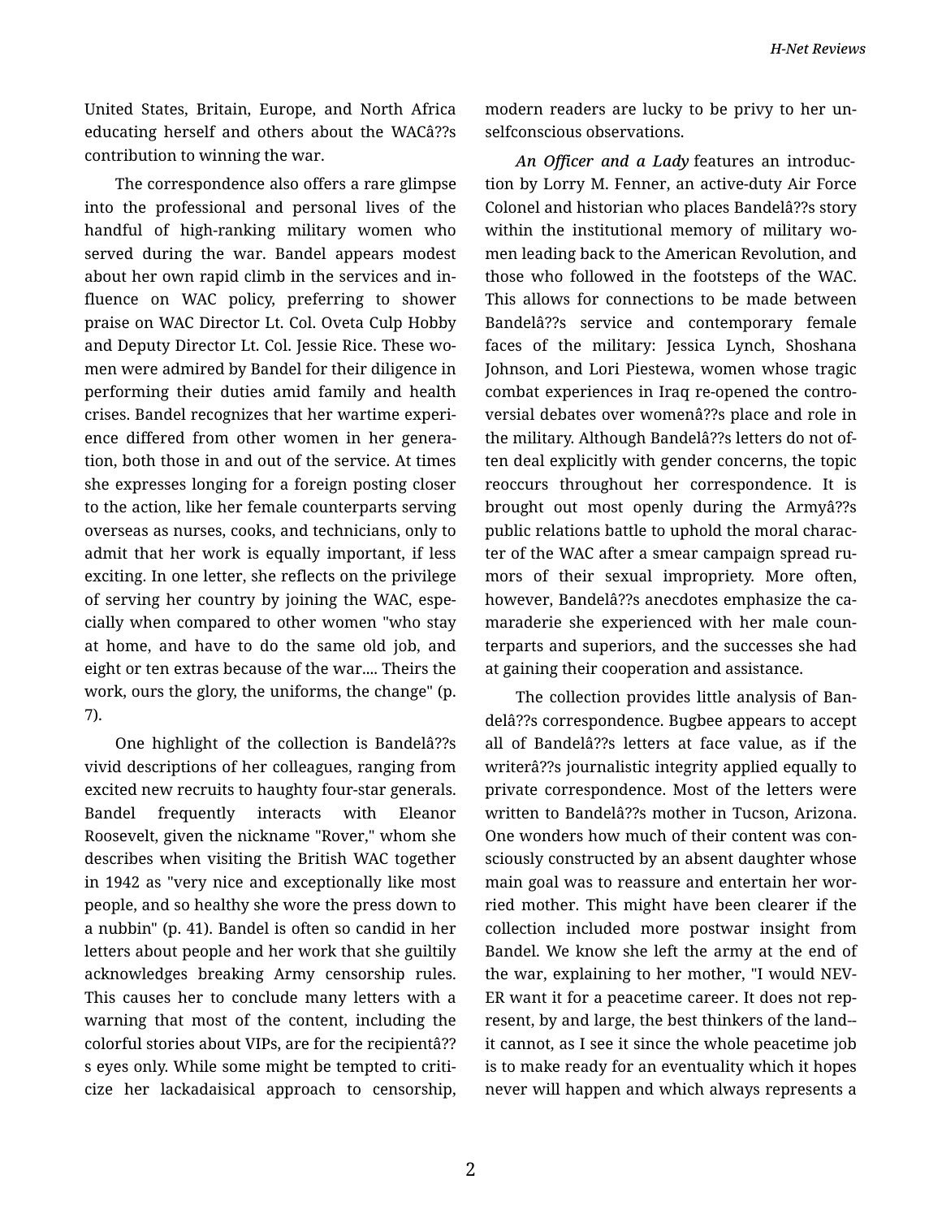United States, Britain, Europe, and North Africa educating herself and others about the WACâ??s contribution to winning the war.

The correspondence also offers a rare glimpse into the professional and personal lives of the handful of high-ranking military women who served during the war. Bandel appears modest about her own rapid climb in the services and influence on WAC policy, preferring to shower praise on WAC Director Lt. Col. Oveta Culp Hobby and Deputy Director Lt. Col. Jessie Rice. These women were admired by Bandel for their diligence in performing their duties amid family and health crises. Bandel recognizes that her wartime experience differed from other women in her generation, both those in and out of the service. At times she expresses longing for a foreign posting closer to the action, like her female counterparts serving overseas as nurses, cooks, and technicians, only to admit that her work is equally important, if less exciting. In one letter, she reflects on the privilege of serving her country by joining the WAC, especially when compared to other women "who stay at home, and have to do the same old job, and eight or ten extras because of the war.... Theirs the work, ours the glory, the uniforms, the change" (p. 7).

One highlight of the collection is Bandelâ??s vivid descriptions of her colleagues, ranging from excited new recruits to haughty four-star generals. Bandel frequently interacts with Eleanor Roosevelt, given the nickname "Rover," whom she describes when visiting the British WAC together in 1942 as "very nice and exceptionally like most people, and so healthy she wore the press down to a nubbin" (p. 41). Bandel is often so candid in her letters about people and her work that she guiltily acknowledges breaking Army censorship rules. This causes her to conclude many letters with a warning that most of the content, including the colorful stories about VIPs, are for the recipientâ??s eyes only. While some might be tempted to criticize her lackadaisical approach to censorship, modern readers are lucky to be privy to her unselfconscious observations.

*An Officer and a Lady* features an introduction by Lorry M. Fenner, an active-duty Air Force Colonel and historian who places Bandelâ??s story within the institutional memory of military women leading back to the American Revolution, and those who followed in the footsteps of the WAC. This allows for connections to be made between Bandelâ??s service and contemporary female faces of the military: Jessica Lynch, Shoshana Johnson, and Lori Piestewa, women whose tragic combat experiences in Iraq re-opened the controversial debates over womenâ??s place and role in the military. Although Bandelâ??s letters do not often deal explicitly with gender concerns, the topic reoccurs throughout her correspondence. It is brought out most openly during the Armyâ??s public relations battle to uphold the moral character of the WAC after a smear campaign spread rumors of their sexual impropriety. More often, however, Bandelâ??s anecdotes emphasize the camaraderie she experienced with her male counterparts and superiors, and the successes she had at gaining their cooperation and assistance.

The collection provides little analysis of Bandelâ??s correspondence. Bugbee appears to accept all of Bandelâ??s letters at face value, as if the writerâ??s journalistic integrity applied equally to private correspondence. Most of the letters were written to Bandelâ??s mother in Tucson, Arizona. One wonders how much of their content was consciously constructed by an absent daughter whose main goal was to reassure and entertain her worried mother. This might have been clearer if the collection included more postwar insight from Bandel. We know she left the army at the end of the war, explaining to her mother, "I would NEVER want it for a peacetime career. It does not represent, by and large, the best thinkers of the land--it cannot, as I see it since the whole peacetime job is to make ready for an eventuality which it hopes never will happen and which always represents a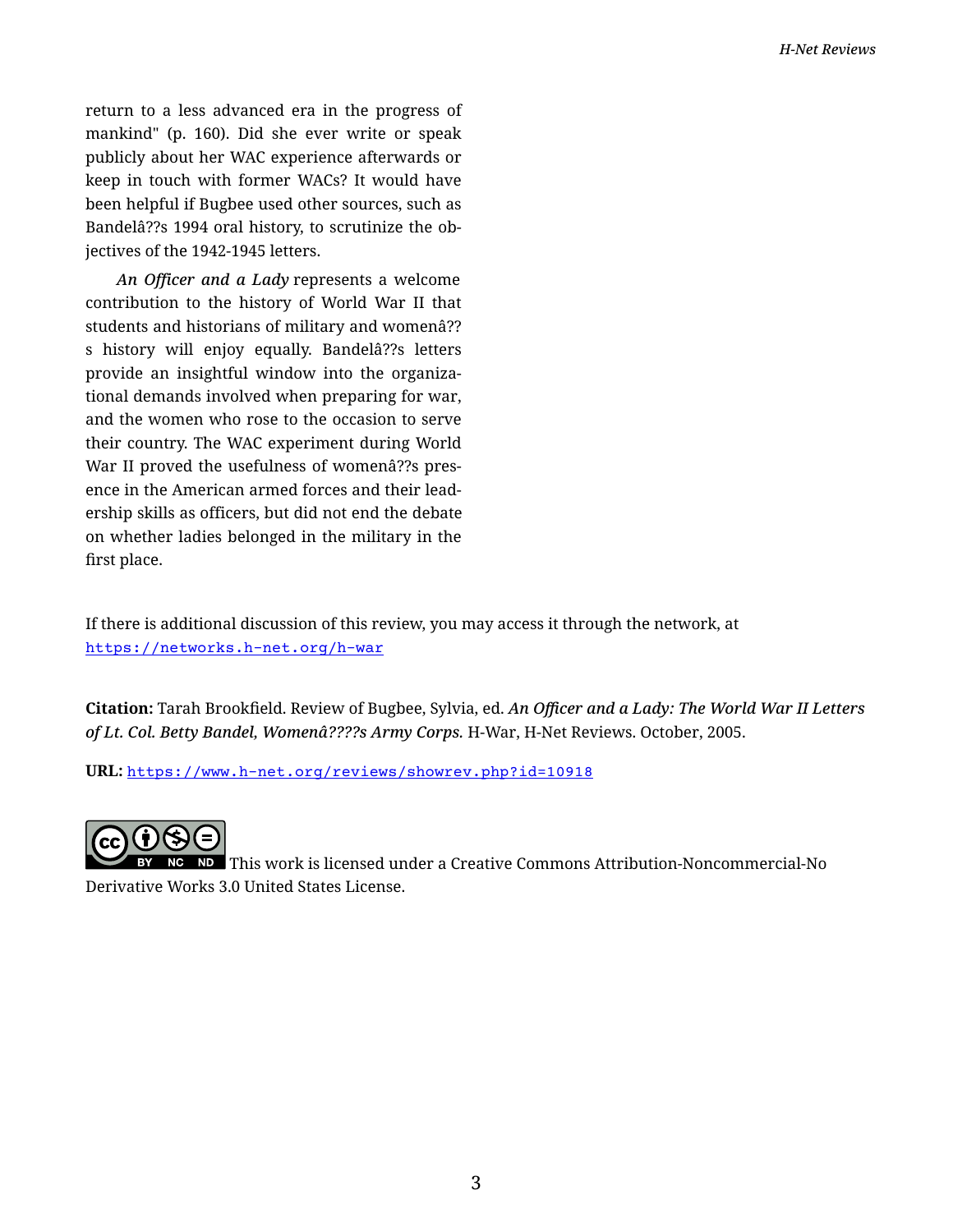return to a less advanced era in the progress of mankind" (p. 160). Did she ever write or speak publicly about her WAC experience afterwards or keep in touch with former WACs? It would have been helpful if Bugbee used other sources, such as Bandelâ??s 1994 oral history, to scrutinize the objectives of the 1942-1945 letters.

*An Officer and a Lady* represents a welcome contribution to the history of World War II that students and historians of military and womenâ??s history will enjoy equally. Bandelâ??s letters provide an insightful window into the organizational demands involved when preparing for war, and the women who rose to the occasion to serve their country. The WAC experiment during World War II proved the usefulness of womenâ??s presence in the American armed forces and their leadership skills as officers, but did not end the debate on whether ladies belonged in the military in the first place.

If there is additional discussion of this review, you may access it through the network, at https://networks.h-net.org/h-war

**Citation:** Tarah Brookfield. Review of Bugbee, Sylvia, ed. *An Officer and a Lady: The World War II Letters of Lt. Col. Betty Bandel, Womenâ????s Army Corps.* H-War, H-Net Reviews. October, 2005.

**URL:** https://www.h-net.org/reviews/showrev.php?id=10918

This work is licensed under a Creative Commons Attribution-Noncommercial-No Derivative Works 3.0 United States License.